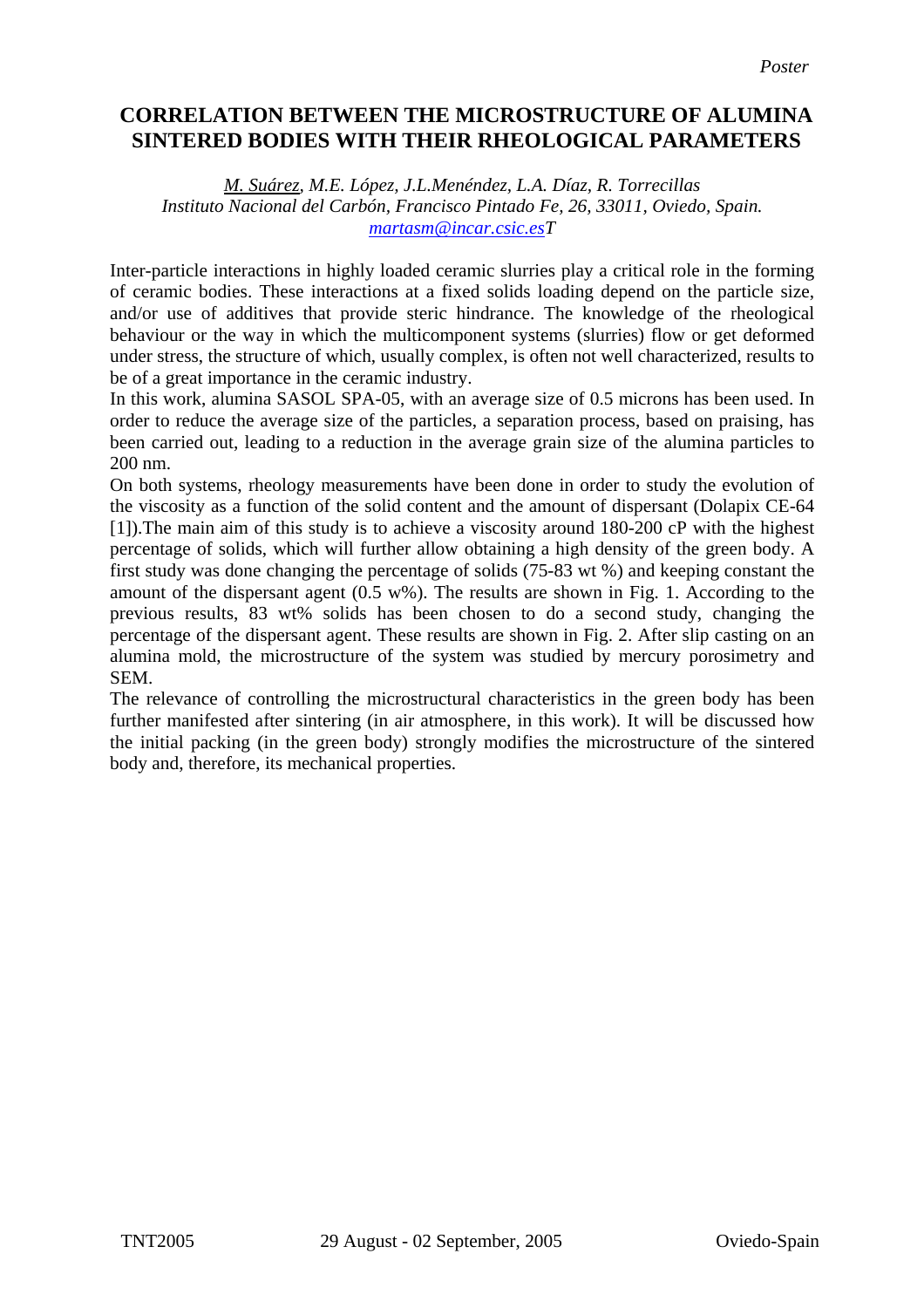*Poster*

# CORRELATION BETWEEN THE MICROSTRUCTURE OF ALUMINA SINTERED BODIES WITH THEIR RHEOLOGICAL PARAMETERS

*<u>M. Suárez</u>, M.E. López, J.L.Menéndez, L.A. Díaz, R. Torrecillas*
*Instituto Nacional del Carbón, Francisco Pintado Fe, 26, 33011, Oviedo, Spain.*
*martasm@incar.csic.esT*

Inter-particle interactions in highly loaded ceramic slurries play a critical role in the forming of ceramic bodies. These interactions at a fixed solids loading depend on the particle size, and/or use of additives that provide steric hindrance. The knowledge of the rheological behaviour or the way in which the multicomponent systems (slurries) flow or get deformed under stress, the structure of which, usually complex, is often not well characterized, results to be of a great importance in the ceramic industry.

In this work, alumina SASOL SPA-05, with an average size of 0.5 microns has been used. In order to reduce the average size of the particles, a separation process, based on praising, has been carried out, leading to a reduction in the average grain size of the alumina particles to 200 nm.

On both systems, rheology measurements have been done in order to study the evolution of the viscosity as a function of the solid content and the amount of dispersant (Dolapix CE-64 [1]).The main aim of this study is to achieve a viscosity around 180-200 cP with the highest percentage of solids, which will further allow obtaining a high density of the green body. A first study was done changing the percentage of solids (75-83 wt %) and keeping constant the amount of the dispersant agent (0.5 w%). The results are shown in Fig. 1. According to the previous results, 83 wt% solids has been chosen to do a second study, changing the percentage of the dispersant agent. These results are shown in Fig. 2. After slip casting on an alumina mold, the microstructure of the system was studied by mercury porosimetry and SEM.

The relevance of controlling the microstructural characteristics in the green body has been further manifested after sintering (in air atmosphere, in this work). It will be discussed how the initial packing (in the green body) strongly modifies the microstructure of the sintered body and, therefore, its mechanical properties.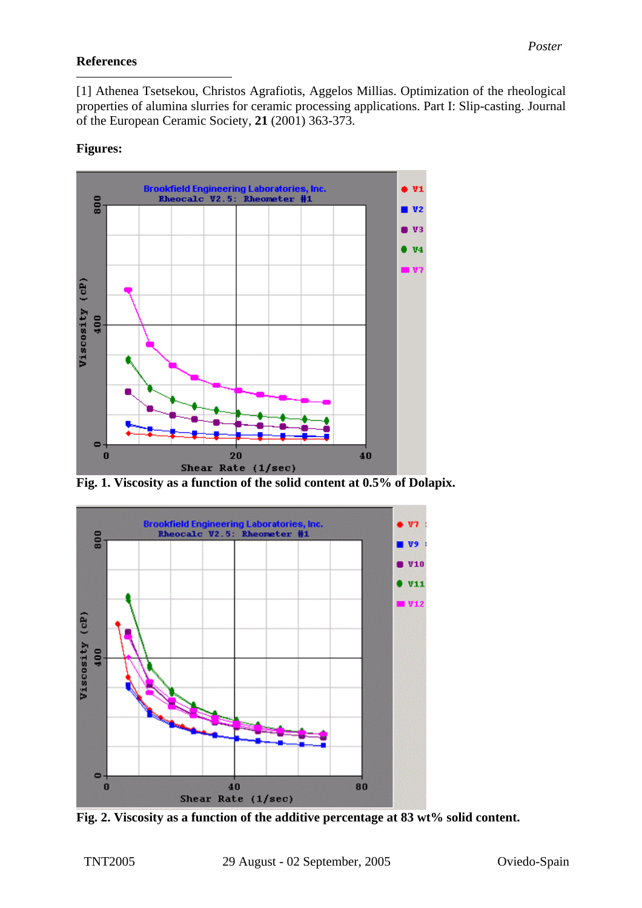## References

[1] Athenea Tsetsekou, Christos Agrafiotis, Aggelos Millias. Optimization of the rheological properties of alumina slurries for ceramic processing applications. Part I: Slip-casting. Journal of the European Ceramic Society, **21** (2001) 363-373.

## Figures:

Brookfield Engineering Laboratories, Inc.
Rheocalc V2.5: Rheometer #1

Viscosity (cP)

0
400
800

Shear Rate (1/sec)

0
20
40

V1
V2
V3
V4
V7

**Fig. 1. Viscosity as a function of the solid content at 0.5% of Dolapix.**

Brookfield Engineering Laboratories, Inc.
Rheocalc V2.5: Rheometer #1

Viscosity (cP)

0
400
800

Shear Rate (1/sec)

0
40
80

V7
V9
V10
V11
V12

**Fig. 2. Viscosity as a function of the additive percentage at 83 wt% solid content.**